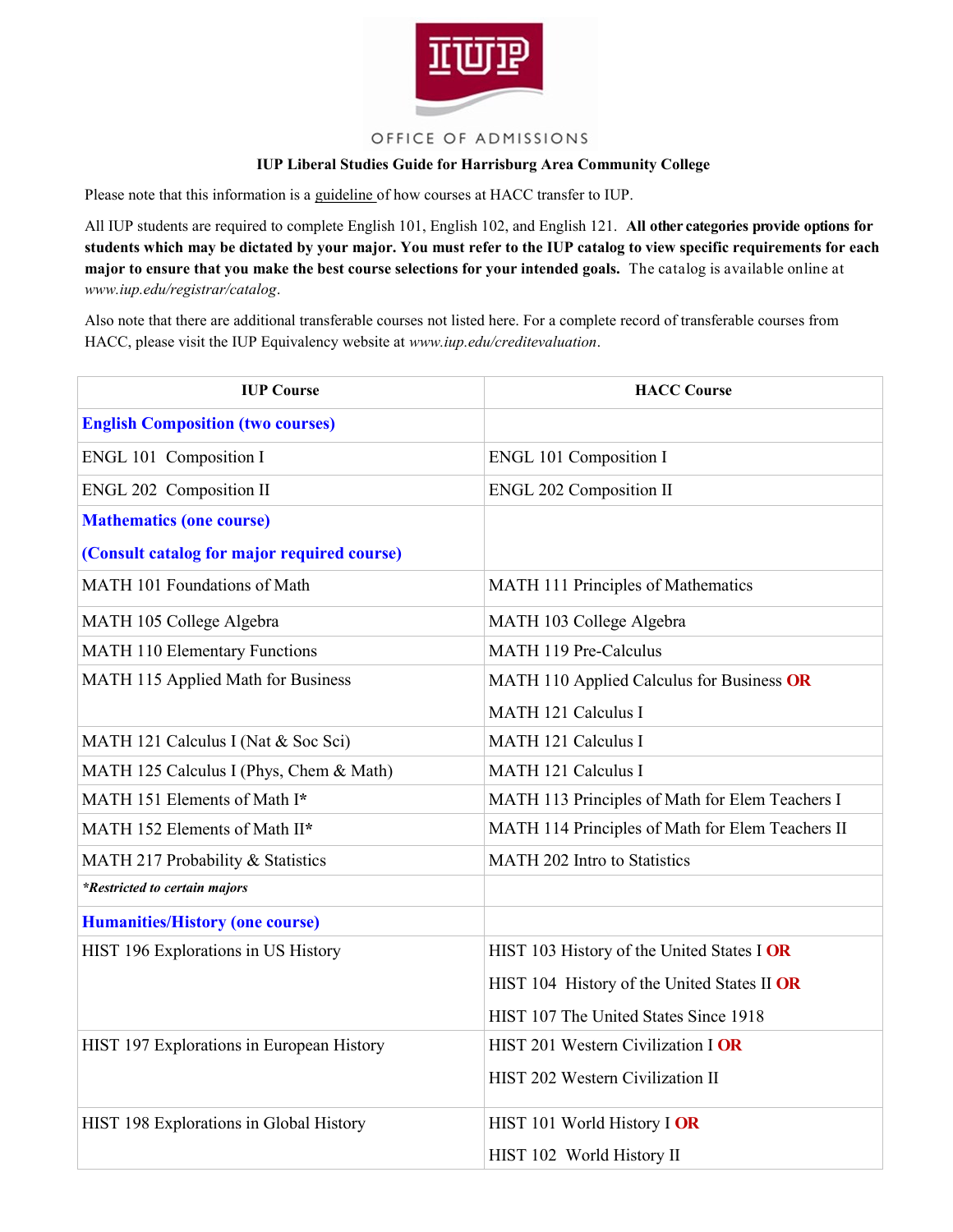OFFICE OF ADMISSIONS

**IUP Liberal Studies Guide for Harrisburg Area Community College**

Please note that this information is a guideline of how courses at HACC transfer to IUP.

All IUP students are required to complete English 101, English 102, and English 121. **All other categories provide options for students which may be dictated by your major. You must refer to the IUP catalog to view specific requirements for each major to ensure that you make the best course selections for your intended goals.** The catalog is available online at *www.iup.edu/registrar/catalog*.

Also note that there are additional transferable courses not listed here. For a complete record of transferable courses from HACC, please visit the IUP Equivalency website at *www.iup.edu/creditevaluation*.

| IUP Course | HACC Course |
|---|---|
| **English Composition (two courses)** | |
| ENGL 101 Composition I | ENGL 101 Composition I |
| ENGL 202 Composition II | ENGL 202 Composition II |
| **Mathematics (one course)** **(Consult catalog for major required course)** | |
| MATH 101 Foundations of Math | MATH 111 Principles of Mathematics |
| MATH 105 College Algebra | MATH 103 College Algebra |
| MATH 110 Elementary Functions | MATH 119 Pre-Calculus |
| MATH 115 Applied Math for Business | MATH 110 Applied Calculus for Business **OR** MATH 121 Calculus I |
| MATH 121 Calculus I (Nat & Soc Sci) | MATH 121 Calculus I |
| MATH 125 Calculus I (Phys, Chem & Math) | MATH 121 Calculus I |
| MATH 151 Elements of Math I* | MATH 113 Principles of Math for Elem Teachers I |
| MATH 152 Elements of Math II* | MATH 114 Principles of Math for Elem Teachers II |
| MATH 217 Probability & Statistics | MATH 202 Intro to Statistics |
| ***Restricted to certain majors*** | |
| **Humanities/History (one course)** | |
| HIST 196 Explorations in US History | HIST 103 History of the United States I **OR** HIST 104 History of the United States II **OR** HIST 107 The United States Since 1918 |
| HIST 197 Explorations in European History | HIST 201 Western Civilization I **OR** HIST 202 Western Civilization II |
| HIST 198 Explorations in Global History | HIST 101 World History I **OR** HIST 102 World History II |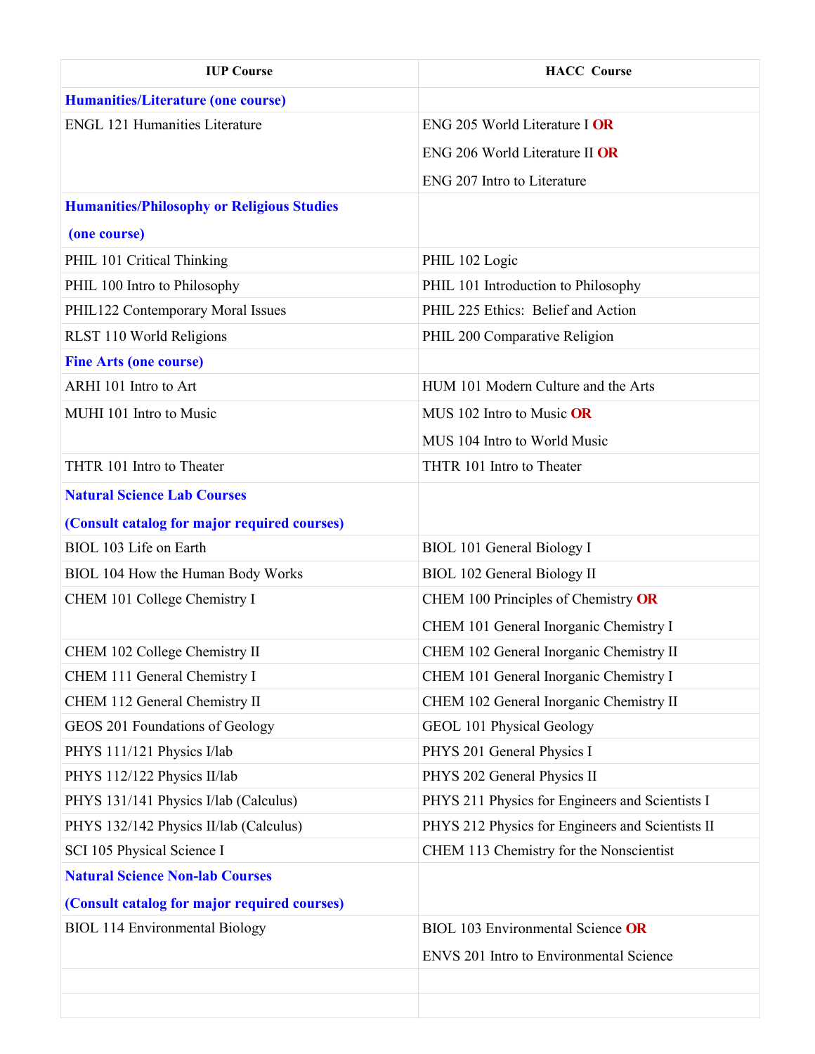| IUP Course | HACC Course |
|---|---|
| **Humanities/Literature (one course)** | |
| ENGL 121 Humanities Literature | ENG 205 World Literature I **OR**<br>ENG 206 World Literature II **OR**<br>ENG 207 Intro to Literature |
| **Humanities/Philosophy or Religious Studies (one course)** | |
| PHIL 101 Critical Thinking | PHIL 102 Logic |
| PHIL 100 Intro to Philosophy | PHIL 101 Introduction to Philosophy |
| PHIL122 Contemporary Moral Issues | PHIL 225 Ethics: Belief and Action |
| RLST 110 World Religions | PHIL 200 Comparative Religion |
| **Fine Arts (one course)** | |
| ARHI 101 Intro to Art | HUM 101 Modern Culture and the Arts |
| MUHI 101 Intro to Music | MUS 102 Intro to Music **OR**<br>MUS 104 Intro to World Music |
| THTR 101 Intro to Theater | THTR 101 Intro to Theater |
| **Natural Science Lab Courses (Consult catalog for major required courses)** | |
| BIOL 103 Life on Earth | BIOL 101 General Biology I |
| BIOL 104 How the Human Body Works | BIOL 102 General Biology II |
| CHEM 101 College Chemistry I | CHEM 100 Principles of Chemistry **OR**<br>CHEM 101 General Inorganic Chemistry I |
| CHEM 102 College Chemistry II | CHEM 102 General Inorganic Chemistry II |
| CHEM 111 General Chemistry I | CHEM 101 General Inorganic Chemistry I |
| CHEM 112 General Chemistry II | CHEM 102 General Inorganic Chemistry II |
| GEOS 201 Foundations of Geology | GEOL 101 Physical Geology |
| PHYS 111/121 Physics I/lab | PHYS 201 General Physics I |
| PHYS 112/122 Physics II/lab | PHYS 202 General Physics II |
| PHYS 131/141 Physics I/lab (Calculus) | PHYS 211 Physics for Engineers and Scientists I |
| PHYS 132/142 Physics II/lab (Calculus) | PHYS 212 Physics for Engineers and Scientists II |
| SCI 105 Physical Science I | CHEM 113 Chemistry for the Nonscientist |
| **Natural Science Non-lab Courses (Consult catalog for major required courses)** | |
| BIOL 114 Environmental Biology | BIOL 103 Environmental Science **OR**<br>ENVS 201 Intro to Environmental Science |
| | |
| | |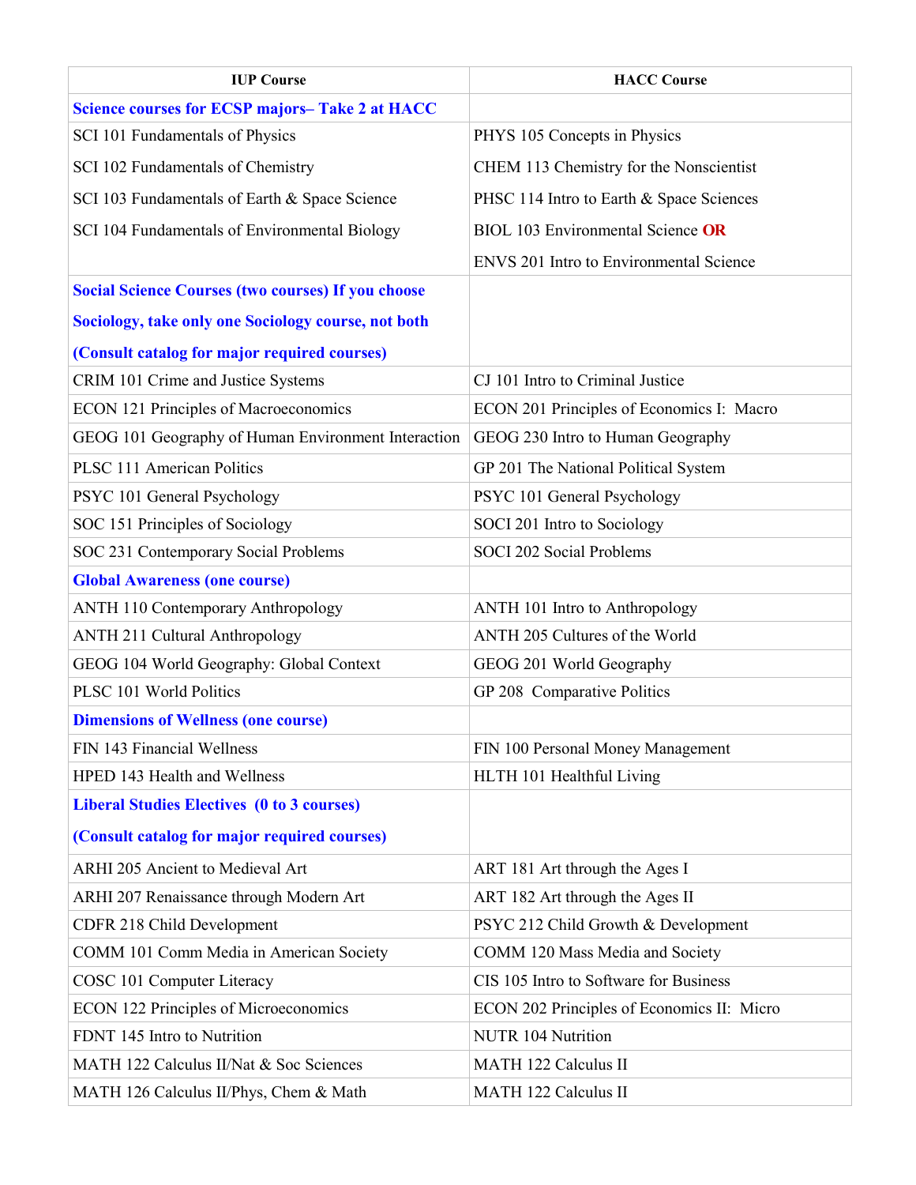| IUP Course | HACC Course |
|---|---|
| **Science courses for ECSP majors– Take 2 at HACC** | |
| SCI 101 Fundamentals of Physics | PHYS 105 Concepts in Physics |
| SCI 102 Fundamentals of Chemistry | CHEM 113 Chemistry for the Nonscientist |
| SCI 103 Fundamentals of Earth & Space Science | PHSC 114 Intro to Earth & Space Sciences |
| SCI 104 Fundamentals of Environmental Biology | BIOL 103 Environmental Science **OR** |
| | ENVS 201 Intro to Environmental Science |
| **Social Science Courses (two courses) If you choose Sociology, take only one Sociology course, not both (Consult catalog for major required courses)** | |
| CRIM 101 Crime and Justice Systems | CJ 101 Intro to Criminal Justice |
| ECON 121 Principles of Macroeconomics | ECON 201 Principles of Economics I: Macro |
| GEOG 101 Geography of Human Environment Interaction | GEOG 230 Intro to Human Geography |
| PLSC 111 American Politics | GP 201 The National Political System |
| PSYC 101 General Psychology | PSYC 101 General Psychology |
| SOC 151 Principles of Sociology | SOCI 201 Intro to Sociology |
| SOC 231 Contemporary Social Problems | SOCI 202 Social Problems |
| **Global Awareness (one course)** | |
| ANTH 110 Contemporary Anthropology | ANTH 101 Intro to Anthropology |
| ANTH 211 Cultural Anthropology | ANTH 205 Cultures of the World |
| GEOG 104 World Geography: Global Context | GEOG 201 World Geography |
| PLSC 101 World Politics | GP 208 Comparative Politics |
| **Dimensions of Wellness (one course)** | |
| FIN 143 Financial Wellness | FIN 100 Personal Money Management |
| HPED 143 Health and Wellness | HLTH 101 Healthful Living |
| **Liberal Studies Electives (0 to 3 courses) (Consult catalog for major required courses)** | |
| ARHI 205 Ancient to Medieval Art | ART 181 Art through the Ages I |
| ARHI 207 Renaissance through Modern Art | ART 182 Art through the Ages II |
| CDFR 218 Child Development | PSYC 212 Child Growth & Development |
| COMM 101 Comm Media in American Society | COMM 120 Mass Media and Society |
| COSC 101 Computer Literacy | CIS 105 Intro to Software for Business |
| ECON 122 Principles of Microeconomics | ECON 202 Principles of Economics II: Micro |
| FDNT 145 Intro to Nutrition | NUTR 104 Nutrition |
| MATH 122 Calculus II/Nat & Soc Sciences | MATH 122 Calculus II |
| MATH 126 Calculus II/Phys, Chem & Math | MATH 122 Calculus II |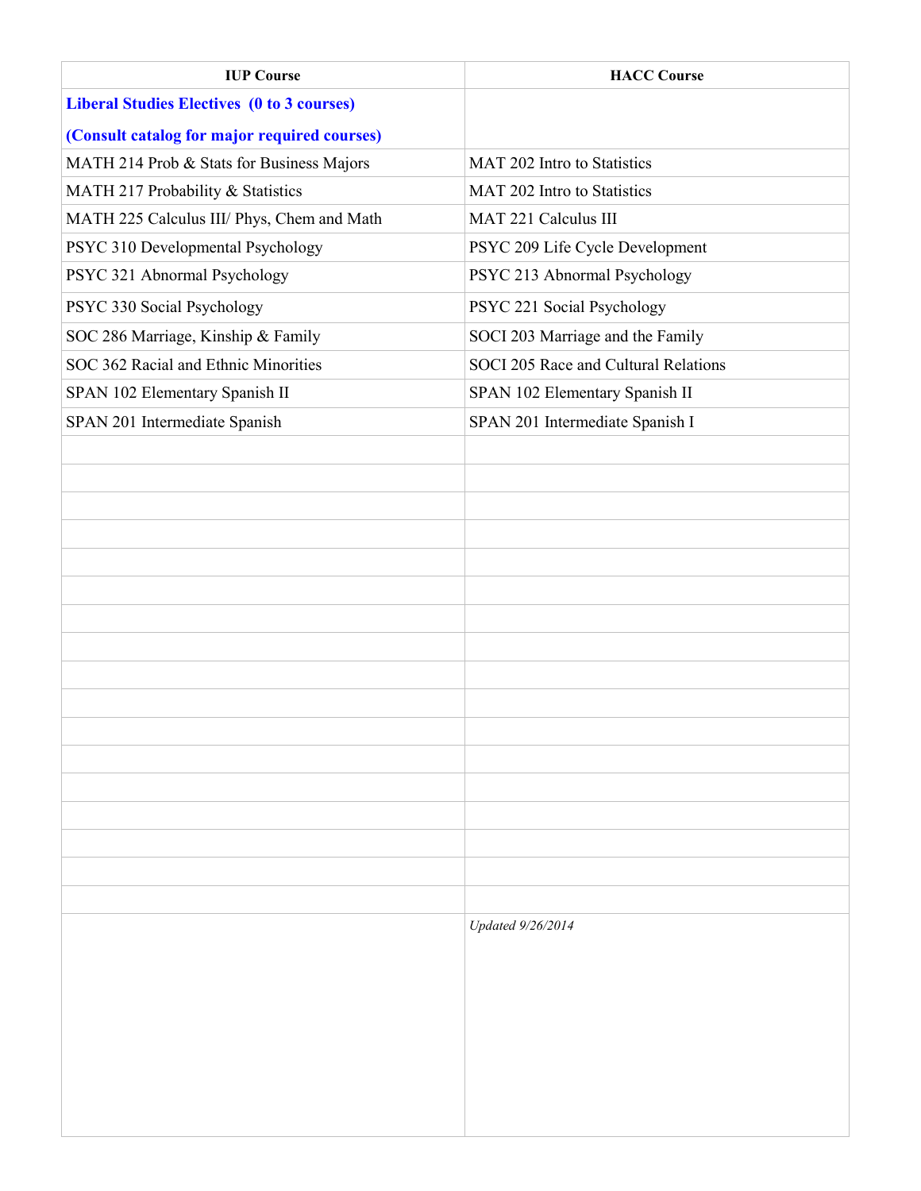| IUP Course | HACC Course |
|---|---|
| **Liberal Studies Electives (0 to 3 courses)** **(Consult catalog for major required courses)** | |
| MATH 214 Prob & Stats for Business Majors | MAT 202 Intro to Statistics |
| MATH 217 Probability & Statistics | MAT 202 Intro to Statistics |
| MATH 225 Calculus III/ Phys, Chem and Math | MAT 221 Calculus III |
| PSYC 310 Developmental Psychology | PSYC 209 Life Cycle Development |
| PSYC 321 Abnormal Psychology | PSYC 213 Abnormal Psychology |
| PSYC 330 Social Psychology | PSYC 221 Social Psychology |
| SOC 286 Marriage, Kinship & Family | SOCI 203 Marriage and the Family |
| SOC 362 Racial and Ethnic Minorities | SOCI 205 Race and Cultural Relations |
| SPAN 102 Elementary Spanish II | SPAN 102 Elementary Spanish II |
| SPAN 201 Intermediate Spanish | SPAN 201 Intermediate Spanish I |
| | *Updated 9/26/2014* |